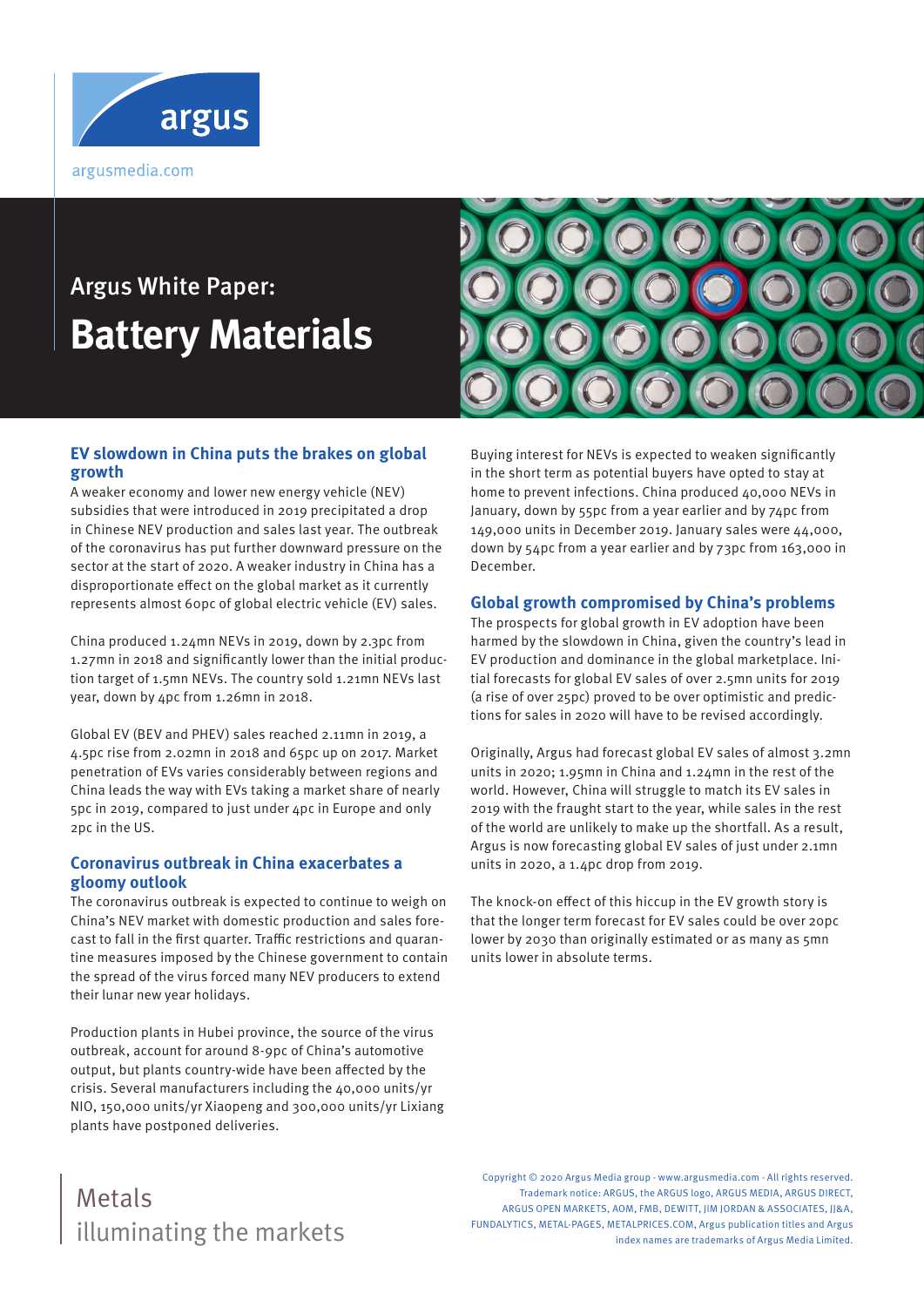argus

argusmedia.com

# Argus White Paper: Battery Materials

## EV slowdown in China puts the brakes on global growth

A weaker economy and lower new energy vehicle (NEV) subsidies that were introduced in 2019 precipitated a drop in Chinese NEV production and sales last year. The outbreak of the coronavirus has put further downward pressure on the sector at the start of 2020. A weaker industry in China has a disproportionate effect on the global market as it currently represents almost 60pc of global electric vehicle (EV) sales.

China produced 1.24mn NEVs in 2019, down by 2.3pc from 1.27mn in 2018 and significantly lower than the initial production target of 1.5mn NEVs. The country sold 1.21mn NEVs last year, down by 4pc from 1.26mn in 2018.

Global EV (BEV and PHEV) sales reached 2.11mn in 2019, a 4.5pc rise from 2.02mn in 2018 and 65pc up on 2017. Market penetration of EVs varies considerably between regions and China leads the way with EVs taking a market share of nearly 5pc in 2019, compared to just under 4pc in Europe and only 2pc in the US.

## Coronavirus outbreak in China exacerbates a gloomy outlook

The coronavirus outbreak is expected to continue to weigh on China's NEV market with domestic production and sales forecast to fall in the first quarter. Traffic restrictions and quarantine measures imposed by the Chinese government to contain the spread of the virus forced many NEV producers to extend their lunar new year holidays.

Production plants in Hubei province, the source of the virus outbreak, account for around 8-9pc of China's automotive output, but plants country-wide have been affected by the crisis. Several manufacturers including the 40,000 units/yr NIO, 150,000 units/yr Xiaopeng and 300,000 units/yr Lixiang plants have postponed deliveries.

Buying interest for NEVs is expected to weaken significantly in the short term as potential buyers have opted to stay at home to prevent infections. China produced 40,000 NEVs in January, down by 55pc from a year earlier and by 74pc from 149,000 units in December 2019. January sales were 44,000, down by 54pc from a year earlier and by 73pc from 163,000 in December.

## Global growth compromised by China's problems

The prospects for global growth in EV adoption have been harmed by the slowdown in China, given the country's lead in EV production and dominance in the global marketplace. Initial forecasts for global EV sales of over 2.5mn units for 2019 (a rise of over 25pc) proved to be over optimistic and predictions for sales in 2020 will have to be revised accordingly.

Originally, Argus had forecast global EV sales of almost 3.2mn units in 2020; 1.95mn in China and 1.24mn in the rest of the world. However, China will struggle to match its EV sales in 2019 with the fraught start to the year, while sales in the rest of the world are unlikely to make up the shortfall. As a result, Argus is now forecasting global EV sales of just under 2.1mn units in 2020, a 1.4pc drop from 2019.

The knock-on effect of this hiccup in the EV growth story is that the longer term forecast for EV sales could be over 20pc lower by 2030 than originally estimated or as many as 5mn units lower in absolute terms.

Metals
illuminating the markets

Copyright © 2020 Argus Media group - www.argusmedia.com - All rights reserved.
Trademark notice: ARGUS, the ARGUS logo, ARGUS MEDIA, ARGUS DIRECT, ARGUS OPEN MARKETS, AOM, FMB, DEWITT, JIM JORDAN & ASSOCIATES, JJ&A, FUNDALYTICS, METAL-PAGES, METALPRICES.COM, Argus publication titles and Argus index names are trademarks of Argus Media Limited.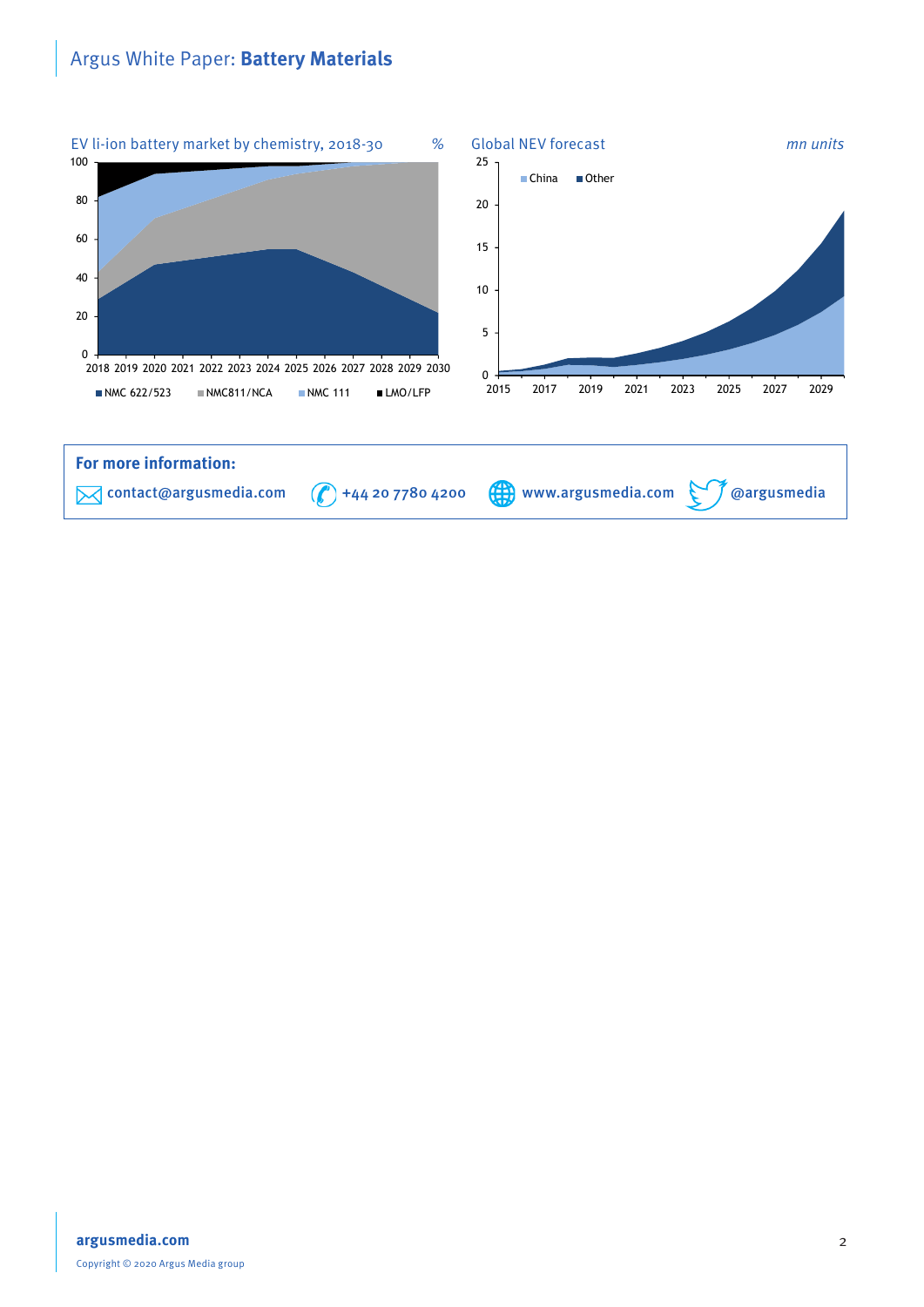EV li-ion battery market by chemistry, 2018-30 %

100
80
60
40
20
0

2018 2019 2020 2021 2022 2023 2024 2025 2026 2027 2028 2029 2030

NMC 622/523 NMC811/NCA NMC 111 LMO/LFP

Global NEV forecast *mn units*

China Other

25
20
15
10
5
0

2015 2017 2019 2021 2023 2025 2027 2029

**For more information:**

contact@argusmedia.com +44 20 7780 4200 www.argusmedia.com @argusmedia

**argusmedia.com**

Copyright © 2020 Argus Media group